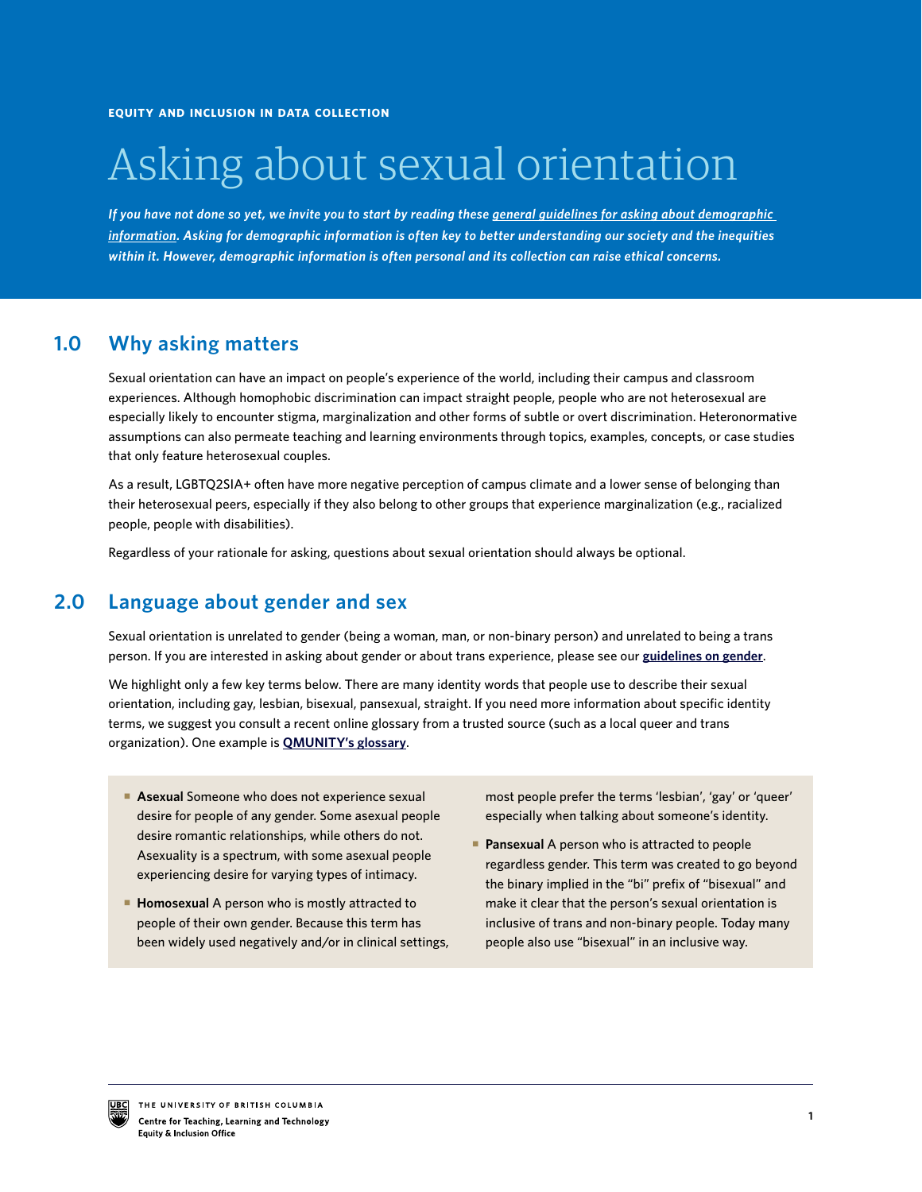**EQUITY AND INCLUSION IN DATA COLLECTION**

# Asking about sexual orientation

***If you have not done so yet, we invite you to start by reading these general guidelines for asking about demographic information. Asking for demographic information is often key to better understanding our society and the inequities within it. However, demographic information is often personal and its collection can raise ethical concerns.***

## 1.0 Why asking matters

Sexual orientation can have an impact on people's experience of the world, including their campus and classroom experiences. Although homophobic discrimination can impact straight people, people who are not heterosexual are especially likely to encounter stigma, marginalization and other forms of subtle or overt discrimination. Heteronormative assumptions can also permeate teaching and learning environments through topics, examples, concepts, or case studies that only feature heterosexual couples.

As a result, LGBTQ2SIA+ often have more negative perception of campus climate and a lower sense of belonging than their heterosexual peers, especially if they also belong to other groups that experience marginalization (e.g., racialized people, people with disabilities).

Regardless of your rationale for asking, questions about sexual orientation should always be optional.

## 2.0 Language about gender and sex

Sexual orientation is unrelated to gender (being a woman, man, or non-binary person) and unrelated to being a trans person. If you are interested in asking about gender or about trans experience, please see our **guidelines on gender**.

We highlight only a few key terms below. There are many identity words that people use to describe their sexual orientation, including gay, lesbian, bisexual, pansexual, straight. If you need more information about specific identity terms, we suggest you consult a recent online glossary from a trusted source (such as a local queer and trans organization). One example is **QMUNITY's glossary**.

- **Asexual** Someone who does not experience sexual desire for people of any gender. Some asexual people desire romantic relationships, while others do not. Asexuality is a spectrum, with some asexual people experiencing desire for varying types of intimacy.
- **Homosexual** A person who is mostly attracted to people of their own gender. Because this term has been widely used negatively and/or in clinical settings, most people prefer the terms 'lesbian', 'gay' or 'queer' especially when talking about someone's identity.
- **Pansexual** A person who is attracted to people regardless gender. This term was created to go beyond the binary implied in the "bi" prefix of "bisexual" and make it clear that the person's sexual orientation is inclusive of trans and non-binary people. Today many people also use "bisexual" in an inclusive way.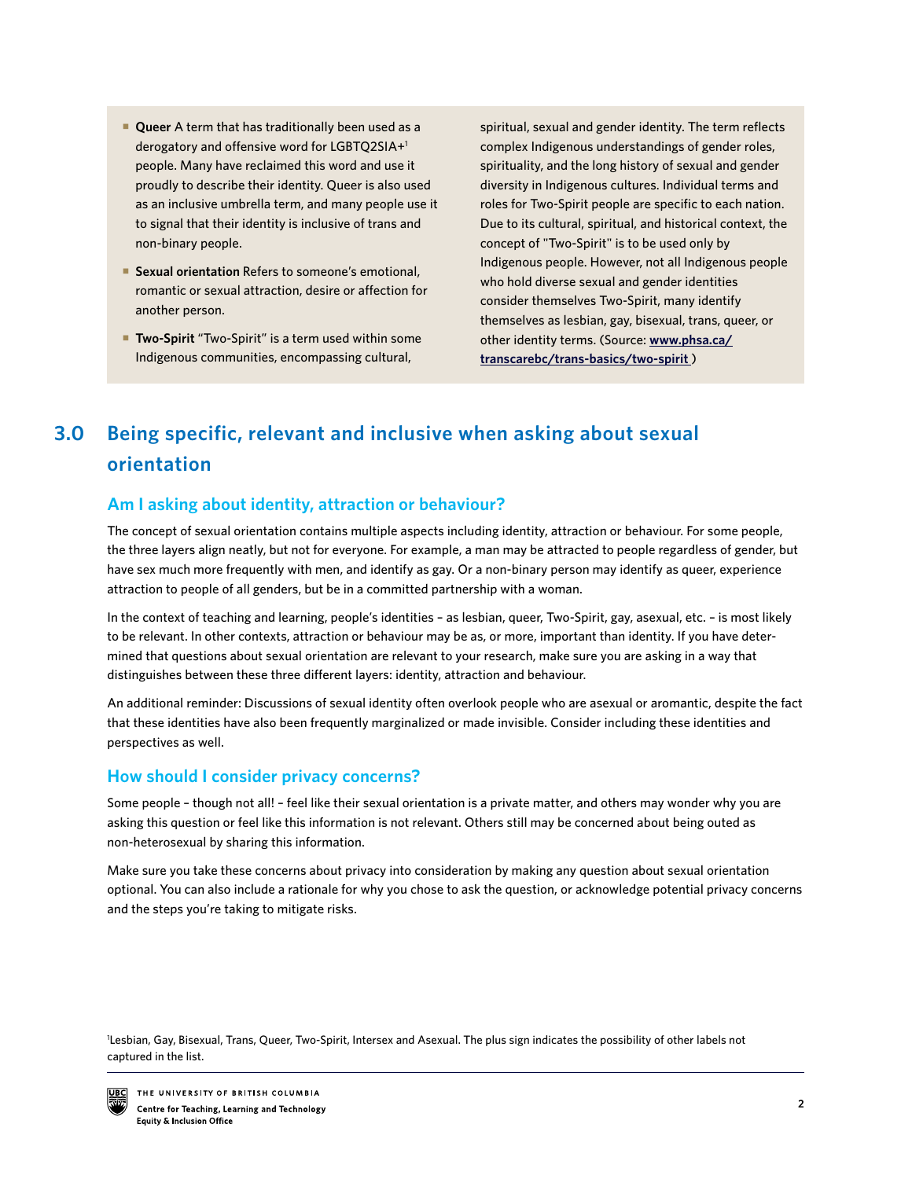- **Queer** A term that has traditionally been used as a derogatory and offensive word for LGBTQ2SIA+[1] people. Many have reclaimed this word and use it proudly to describe their identity. Queer is also used as an inclusive umbrella term, and many people use it to signal that their identity is inclusive of trans and non-binary people.
- **Sexual orientation** Refers to someone's emotional, romantic or sexual attraction, desire or affection for another person.
- **Two-Spirit** "Two-Spirit" is a term used within some Indigenous communities, encompassing cultural, spiritual, sexual and gender identity. The term reflects complex Indigenous understandings of gender roles, spirituality, and the long history of sexual and gender diversity in Indigenous cultures. Individual terms and roles for Two-Spirit people are specific to each nation. Due to its cultural, spiritual, and historical context, the concept of "Two-Spirit" is to be used only by Indigenous people. However, not all Indigenous people who hold diverse sexual and gender identities consider themselves Two-Spirit, many identify themselves as lesbian, gay, bisexual, trans, queer, or other identity terms. (Source: **www.phsa.ca/transcarebc/trans-basics/two-spirit** )

## 3.0 Being specific, relevant and inclusive when asking about sexual orientation

### Am I asking about identity, attraction or behaviour?

The concept of sexual orientation contains multiple aspects including identity, attraction or behaviour. For some people, the three layers align neatly, but not for everyone. For example, a man may be attracted to people regardless of gender, but have sex much more frequently with men, and identify as gay. Or a non-binary person may identify as queer, experience attraction to people of all genders, but be in a committed partnership with a woman.

In the context of teaching and learning, people's identities – as lesbian, queer, Two-Spirit, gay, asexual, etc. – is most likely to be relevant. In other contexts, attraction or behaviour may be as, or more, important than identity. If you have determined that questions about sexual orientation are relevant to your research, make sure you are asking in a way that distinguishes between these three different layers: identity, attraction and behaviour.

An additional reminder: Discussions of sexual identity often overlook people who are asexual or aromantic, despite the fact that these identities have also been frequently marginalized or made invisible. Consider including these identities and perspectives as well.

### How should I consider privacy concerns?

Some people – though not all! – feel like their sexual orientation is a private matter, and others may wonder why you are asking this question or feel like this information is not relevant. Others still may be concerned about being outed as non-heterosexual by sharing this information.

Make sure you take these concerns about privacy into consideration by making any question about sexual orientation optional. You can also include a rationale for why you chose to ask the question, or acknowledge potential privacy concerns and the steps you're taking to mitigate risks.

[1] Lesbian, Gay, Bisexual, Trans, Queer, Two-Spirit, Intersex and Asexual. The plus sign indicates the possibility of other labels not captured in the list.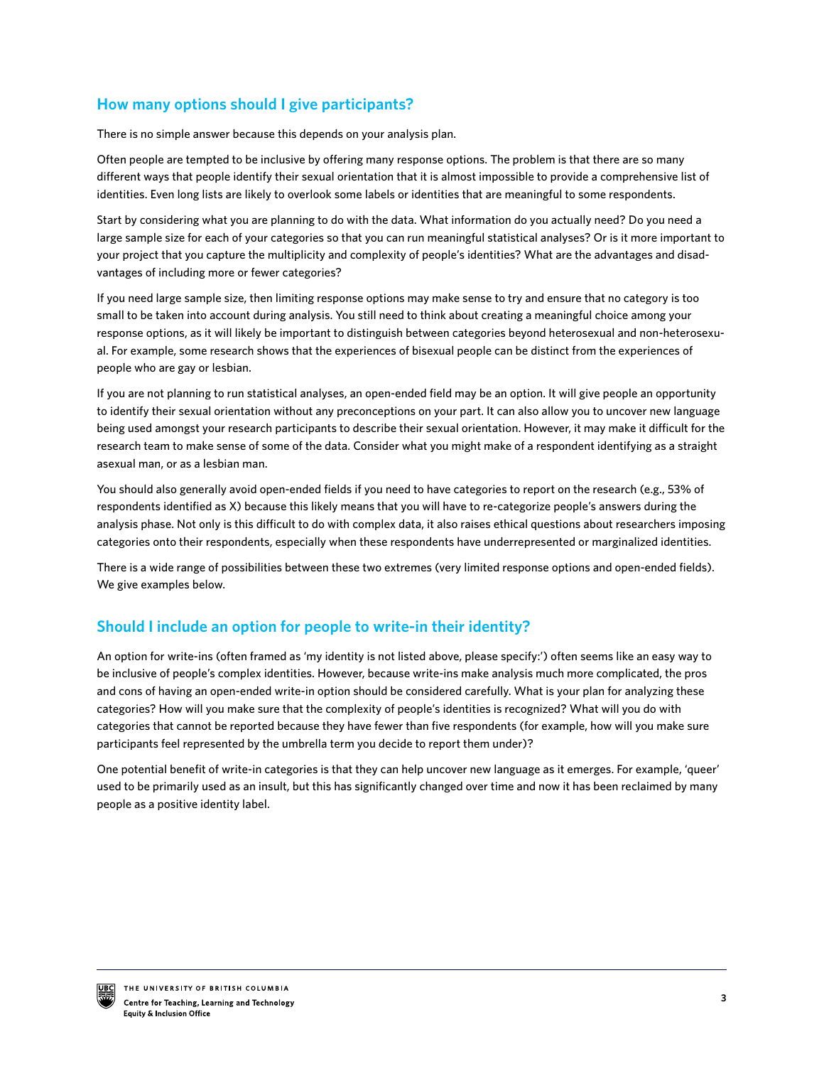## How many options should I give participants?

There is no simple answer because this depends on your analysis plan.

Often people are tempted to be inclusive by offering many response options. The problem is that there are so many different ways that people identify their sexual orientation that it is almost impossible to provide a comprehensive list of identities. Even long lists are likely to overlook some labels or identities that are meaningful to some respondents.

Start by considering what you are planning to do with the data. What information do you actually need? Do you need a large sample size for each of your categories so that you can run meaningful statistical analyses? Or is it more important to your project that you capture the multiplicity and complexity of people's identities? What are the advantages and disadvantages of including more or fewer categories?

If you need large sample size, then limiting response options may make sense to try and ensure that no category is too small to be taken into account during analysis. You still need to think about creating a meaningful choice among your response options, as it will likely be important to distinguish between categories beyond heterosexual and non-heterosexual. For example, some research shows that the experiences of bisexual people can be distinct from the experiences of people who are gay or lesbian.

If you are not planning to run statistical analyses, an open-ended field may be an option. It will give people an opportunity to identify their sexual orientation without any preconceptions on your part. It can also allow you to uncover new language being used amongst your research participants to describe their sexual orientation. However, it may make it difficult for the research team to make sense of some of the data. Consider what you might make of a respondent identifying as a straight asexual man, or as a lesbian man.

You should also generally avoid open-ended fields if you need to have categories to report on the research (e.g., 53% of respondents identified as X) because this likely means that you will have to re-categorize people's answers during the analysis phase. Not only is this difficult to do with complex data, it also raises ethical questions about researchers imposing categories onto their respondents, especially when these respondents have underrepresented or marginalized identities.

There is a wide range of possibilities between these two extremes (very limited response options and open-ended fields). We give examples below.

## Should I include an option for people to write-in their identity?

An option for write-ins (often framed as 'my identity is not listed above, please specify:') often seems like an easy way to be inclusive of people's complex identities. However, because write-ins make analysis much more complicated, the pros and cons of having an open-ended write-in option should be considered carefully. What is your plan for analyzing these categories? How will you make sure that the complexity of people's identities is recognized? What will you do with categories that cannot be reported because they have fewer than five respondents (for example, how will you make sure participants feel represented by the umbrella term you decide to report them under)?

One potential benefit of write-in categories is that they can help uncover new language as it emerges. For example, 'queer' used to be primarily used as an insult, but this has significantly changed over time and now it has been reclaimed by many people as a positive identity label.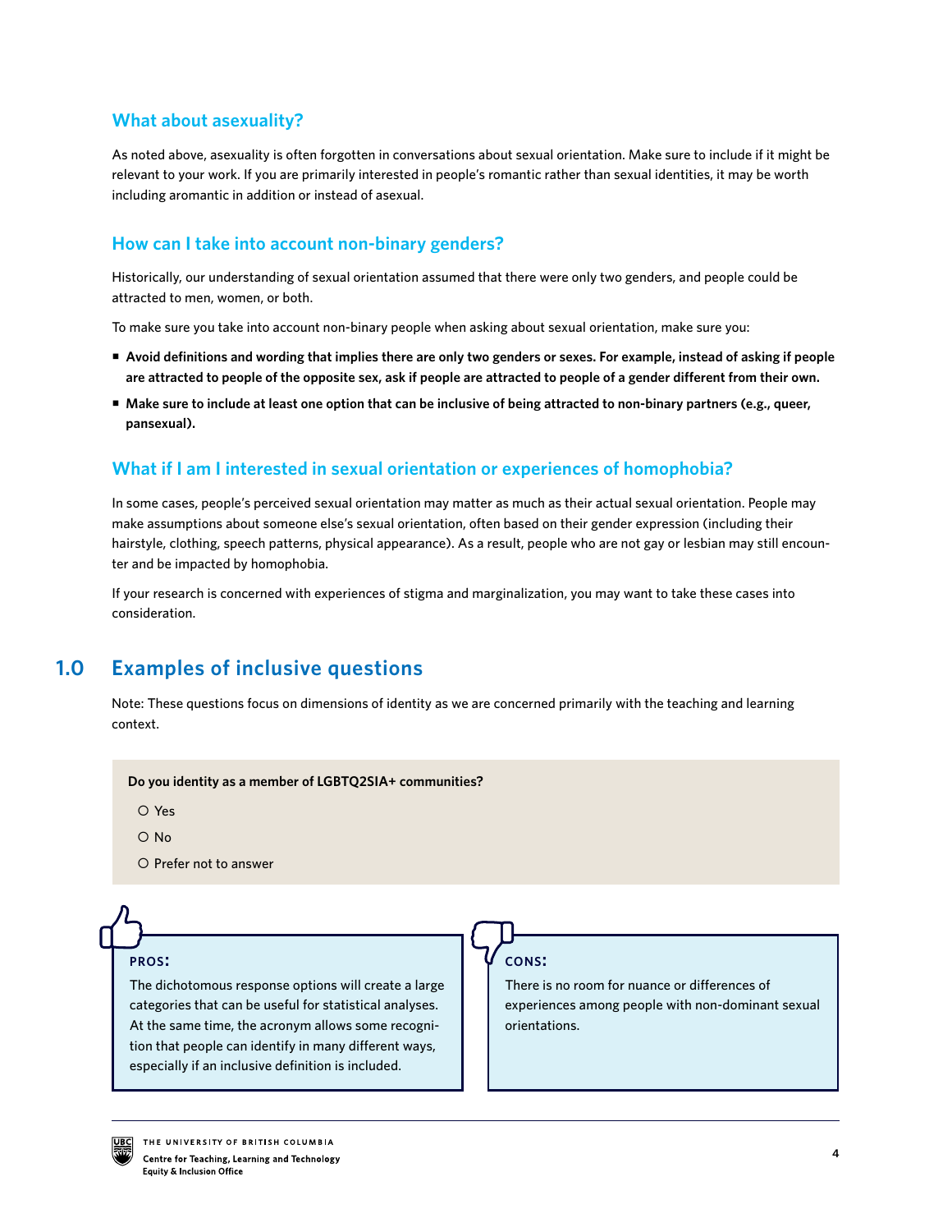### What about asexuality?

As noted above, asexuality is often forgotten in conversations about sexual orientation. Make sure to include if it might be relevant to your work. If you are primarily interested in people's romantic rather than sexual identities, it may be worth including aromantic in addition or instead of asexual.

### How can I take into account non-binary genders?

Historically, our understanding of sexual orientation assumed that there were only two genders, and people could be attracted to men, women, or both.

To make sure you take into account non-binary people when asking about sexual orientation, make sure you:

- **Avoid definitions and wording that implies there are only two genders or sexes. For example, instead of asking if people are attracted to people of the opposite sex, ask if people are attracted to people of a gender different from their own.**
- **Make sure to include at least one option that can be inclusive of being attracted to non-binary partners (e.g., queer, pansexual).**

### What if I am I interested in sexual orientation or experiences of homophobia?

In some cases, people's perceived sexual orientation may matter as much as their actual sexual orientation. People may make assumptions about someone else's sexual orientation, often based on their gender expression (including their hairstyle, clothing, speech patterns, physical appearance). As a result, people who are not gay or lesbian may still encounter and be impacted by homophobia.

If your research is concerned with experiences of stigma and marginalization, you may want to take these cases into consideration.

## 1.0 Examples of inclusive questions

Note: These questions focus on dimensions of identity as we are concerned primarily with the teaching and learning context.

**Do you identity as a member of LGBTQ2SIA+ communities?**

- Yes
- No
- Prefer not to answer

**PROS:**

The dichotomous response options will create a large categories that can be useful for statistical analyses. At the same time, the acronym allows some recognition that people can identify in many different ways, especially if an inclusive definition is included.

**CONS:**

There is no room for nuance or differences of experiences among people with non-dominant sexual orientations.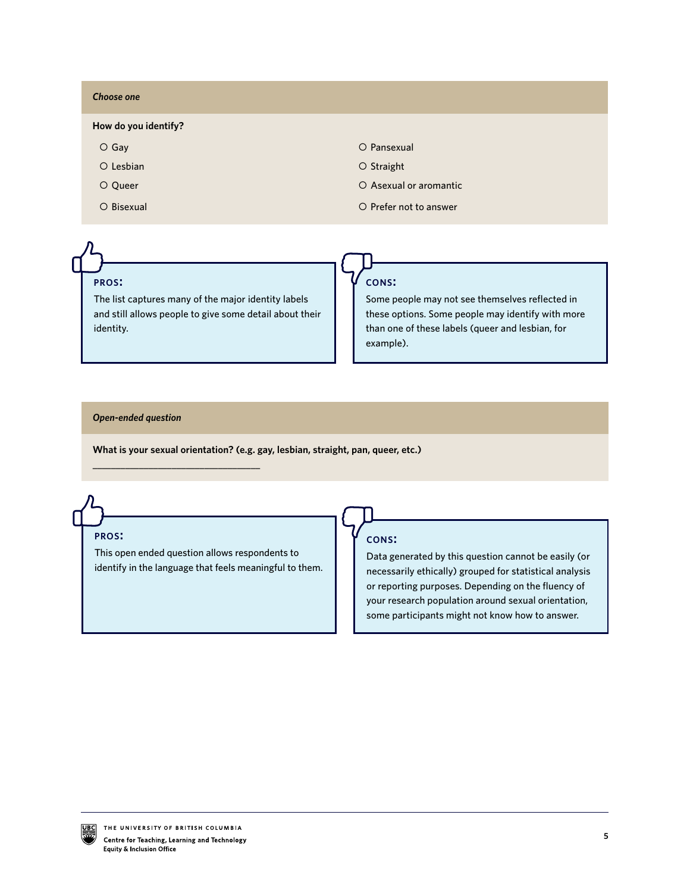*Choose one*

**How do you identify?**

- ○ Gay
- ○ Lesbian
- ○ Queer
- ○ Bisexual
- ○ Pansexual
- ○ Straight
- ○ Asexual or aromantic
- ○ Prefer not to answer

**PROS:**

The list captures many of the major identity labels and still allows people to give some detail about their identity.

**CONS:**

Some people may not see themselves reflected in these options. Some people may identify with more than one of these labels (queer and lesbian, for example).

*Open-ended question*

**What is your sexual orientation? (e.g. gay, lesbian, straight, pan, queer, etc.)**

______________________________

**PROS:**

This open ended question allows respondents to identify in the language that feels meaningful to them.

**CONS:**

Data generated by this question cannot be easily (or necessarily ethically) grouped for statistical analysis or reporting purposes. Depending on the fluency of your research population around sexual orientation, some participants might not know how to answer.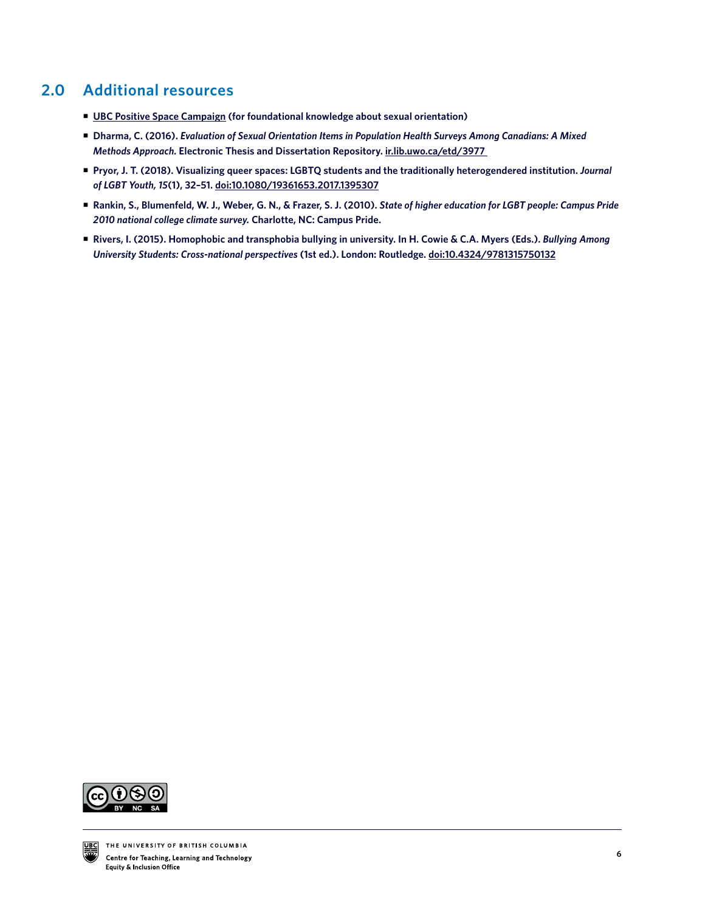## 2.0 Additional resources

- **UBC Positive Space Campaign (for foundational knowledge about sexual orientation)**
- **Dharma, C. (2016). *Evaluation of Sexual Orientation Items in Population Health Surveys Among Canadians: A Mixed Methods Approach.* Electronic Thesis and Dissertation Repository. ir.lib.uwo.ca/etd/3977**
- **Pryor, J. T. (2018). Visualizing queer spaces: LGBTQ students and the traditionally heterogendered institution. *Journal of LGBT Youth, 15*(1), 32–51. doi:10.1080/19361653.2017.1395307**
- **Rankin, S., Blumenfeld, W. J., Weber, G. N., & Frazer, S. J. (2010). *State of higher education for LGBT people: Campus Pride 2010 national college climate survey.* Charlotte, NC: Campus Pride.**
- **Rivers, I. (2015). Homophobic and transphobia bullying in university. In H. Cowie & C.A. Myers (Eds.). *Bullying Among University Students: Cross-national perspectives* (1st ed.). London: Routledge. doi:10.4324/9781315750132**

BY NC SA

THE UNIVERSITY OF BRITISH COLUMBIA
Centre for Teaching, Learning and Technology
Equity & Inclusion Office